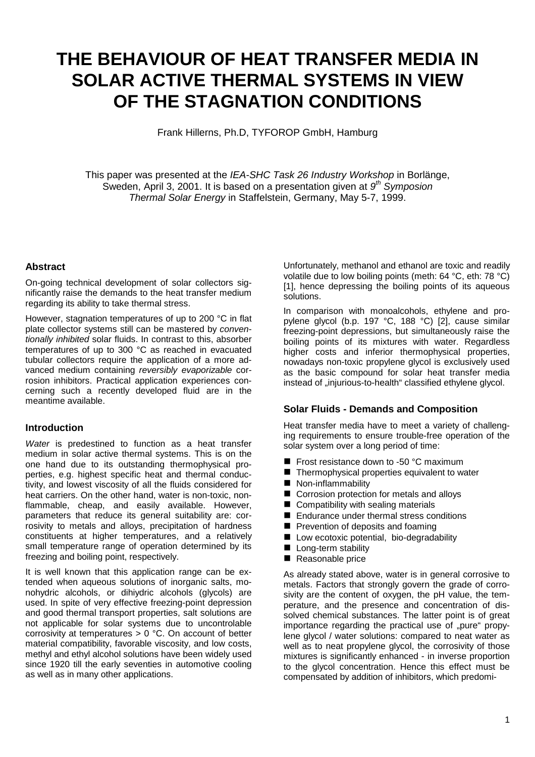# THE BEHAVIOUR OF HEAT TRANSFER MEDIA IN SOLAR ACTIVE THERMAL SYSTEMS IN VIEW OF THE STAGNATION CONDITIONS

Frank Hillerns, Ph.D, TYFOROP GmbH, Hamburg

This paper was presented at the *IEA-SHC Task 26 Industry Workshop* in Borlänge, Sweden, April 3, 2001. It is based on a presentation given at *9th Symposion Thermal Solar Energy* in Staffelstein, Germany, May 5-7, 1999.

## Abstract

On-going technical development of solar collectors significantly raise the demands to the heat transfer medium regarding its ability to take thermal stress.

However, stagnation temperatures of up to 200 °C in flat plate collector systems still can be mastered by *conventionally inhibited* solar fluids. In contrast to this, absorber temperatures of up to 300 °C as reached in evacuated tubular collectors require the application of a more advanced medium containing *reversibly evaporizable* corrosion inhibitors. Practical application experiences concerning such a recently developed fluid are in the meantime available.

## Introduction

*Water* is predestined to function as a heat transfer medium in solar active thermal systems. This is on the one hand due to its outstanding thermophysical properties, e.g. highest specific heat and thermal conductivity, and lowest viscosity of all the fluids considered for heat carriers. On the other hand, water is non-toxic, non-flammable, cheap, and easily available. However, parameters that reduce its general suitability are: corrosivity to metals and alloys, precipitation of hardness constituents at higher temperatures, and a relatively small temperature range of operation determined by its freezing and boiling point, respectively.

It is well known that this application range can be extended when aqueous solutions of inorganic salts, monohydric alcohols, or dihiydric alcohols (glycols) are used. In spite of very effective freezing-point depression and good thermal transport properties, salt solutions are not applicable for solar systems due to uncontrolable corrosivity at temperatures > 0 °C. On account of better material compatibility, favorable viscosity, and low costs, methyl and ethyl alcohol solutions have been widely used since 1920 till the early seventies in automotive cooling as well as in many other applications.

Unfortunately, methanol and ethanol are toxic and readily volatile due to low boiling points (meth: 64 °C, eth: 78 °C) [1], hence depressing the boiling points of its aqueous solutions.

In comparison with monoalcohols, ethylene and propylene glycol (b.p. 197 °C, 188 °C) [2], cause similar freezing-point depressions, but simultaneously raise the boiling points of its mixtures with water. Regardless higher costs and inferior thermophysical properties, nowadays non-toxic propylene glycol is exclusively used as the basic compound for solar heat transfer media instead of „injurious-to-health" classified ethylene glycol.

## Solar Fluids - Demands and Composition

Heat transfer media have to meet a variety of challenging requirements to ensure trouble-free operation of the solar system over a long period of time:

- Frost resistance down to -50 °C maximum
- Thermophysical properties equivalent to water
- Non-inflammability
- Corrosion protection for metals and alloys
- Compatibility with sealing materials
- Endurance under thermal stress conditions
- Prevention of deposits and foaming
- Low ecotoxic potential, bio-degradability
- Long-term stability
- Reasonable price

As already stated above, water is in general corrosive to metals. Factors that strongly govern the grade of corrosivity are the content of oxygen, the pH value, the temperature, and the presence and concentration of dissolved chemical substances. The latter point is of great importance regarding the practical use of „pure" propylene glycol / water solutions: compared to neat water as well as to neat propylene glycol, the corrosivity of those mixtures is significantly enhanced - in inverse proportion to the glycol concentration. Hence this effect must be compensated by addition of inhibitors, which predomi-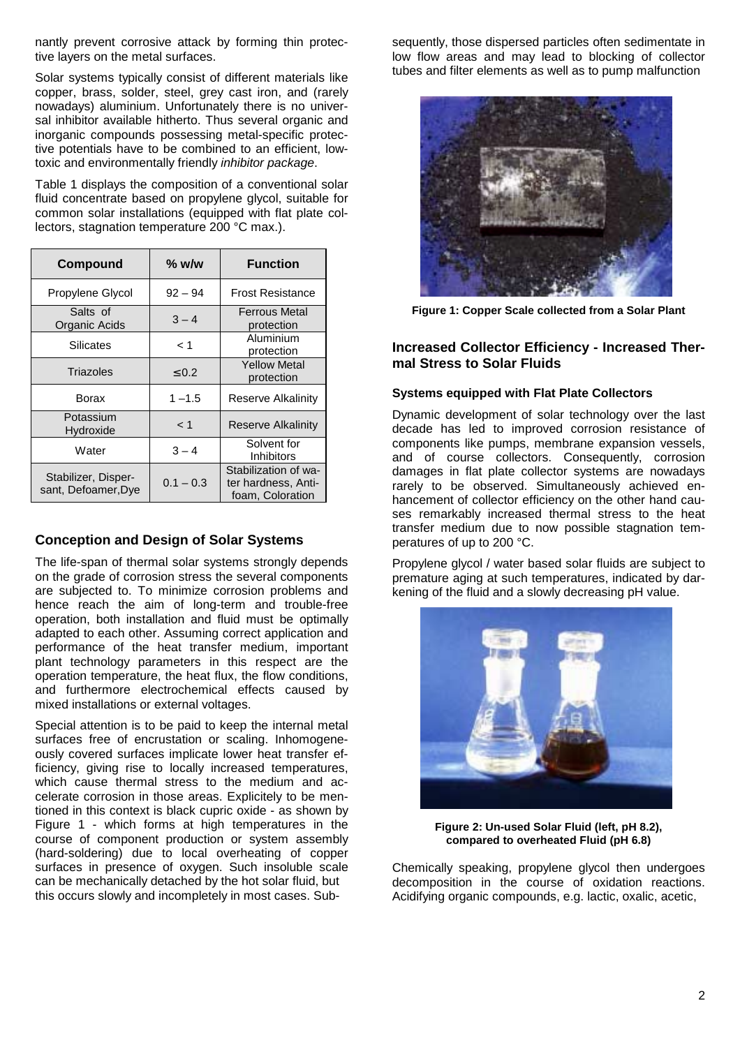nantly prevent corrosive attack by forming thin protective layers on the metal surfaces.

Solar systems typically consist of different materials like copper, brass, solder, steel, grey cast iron, and (rarely nowadays) aluminium. Unfortunately there is no universal inhibitor available hitherto. Thus several organic and inorganic compounds possessing metal-specific protective potentials have to be combined to an efficient, low-toxic and environmentally friendly *inhibitor package*.

Table 1 displays the composition of a conventional solar fluid concentrate based on propylene glycol, suitable for common solar installations (equipped with flat plate collectors, stagnation temperature 200 °C max.).

| Compound | % w/w | Function |
|---|---|---|
| Propylene Glycol | 92 – 94 | Frost Resistance |
| Salts of Organic Acids | 3 – 4 | Ferrous Metal protection |
| Silicates | < 1 | Aluminium protection |
| Triazoles | ≤ 0.2 | Yellow Metal protection |
| Borax | 1 –1.5 | Reserve Alkalinity |
| Potassium Hydroxide | < 1 | Reserve Alkalinity |
| Water | 3 – 4 | Solvent for Inhibitors |
| Stabilizer, Dispersant, Defoamer,Dye | 0.1 – 0.3 | Stabilization of water hardness, Antifoam, Coloration |

## Conception and Design of Solar Systems

The life-span of thermal solar systems strongly depends on the grade of corrosion stress the several components are subjected to. To minimize corrosion problems and hence reach the aim of long-term and trouble-free operation, both installation and fluid must be optimally adapted to each other. Assuming correct application and performance of the heat transfer medium, important plant technology parameters in this respect are the operation temperature, the heat flux, the flow conditions, and furthermore electrochemical effects caused by mixed installations or external voltages.

Special attention is to be paid to keep the internal metal surfaces free of encrustation or scaling. Inhomogeneously covered surfaces implicate lower heat transfer efficiency, giving rise to locally increased temperatures, which cause thermal stress to the medium and accelerate corrosion in those areas. Explicitely to be mentioned in this context is black cupric oxide - as shown by Figure 1 - which forms at high temperatures in the course of component production or system assembly (hard-soldering) due to local overheating of copper surfaces in presence of oxygen. Such insoluble scale can be mechanically detached by the hot solar fluid, but this occurs slowly and incompletely in most cases. Subsequently, those dispersed particles often sedimentate in low flow areas and may lead to blocking of collector tubes and filter elements as well as to pump malfunction

**Figure 1: Copper Scale collected from a Solar Plant**

## Increased Collector Efficiency - Increased Thermal Stress to Solar Fluids

### Systems equipped with Flat Plate Collectors

Dynamic development of solar technology over the last decade has led to improved corrosion resistance of components like pumps, membrane expansion vessels, and of course collectors. Consequently, corrosion damages in flat plate collector systems are nowadays rarely to be observed. Simultaneously achieved enhancement of collector efficiency on the other hand causes remarkably increased thermal stress to the heat transfer medium due to now possible stagnation temperatures of up to 200 °C.

Propylene glycol / water based solar fluids are subject to premature aging at such temperatures, indicated by darkening of the fluid and a slowly decreasing pH value.

**Figure 2: Un-used Solar Fluid (left, pH 8.2), compared to overheated Fluid (pH 6.8)**

Chemically speaking, propylene glycol then undergoes decomposition in the course of oxidation reactions. Acidifying organic compounds, e.g. lactic, oxalic, acetic,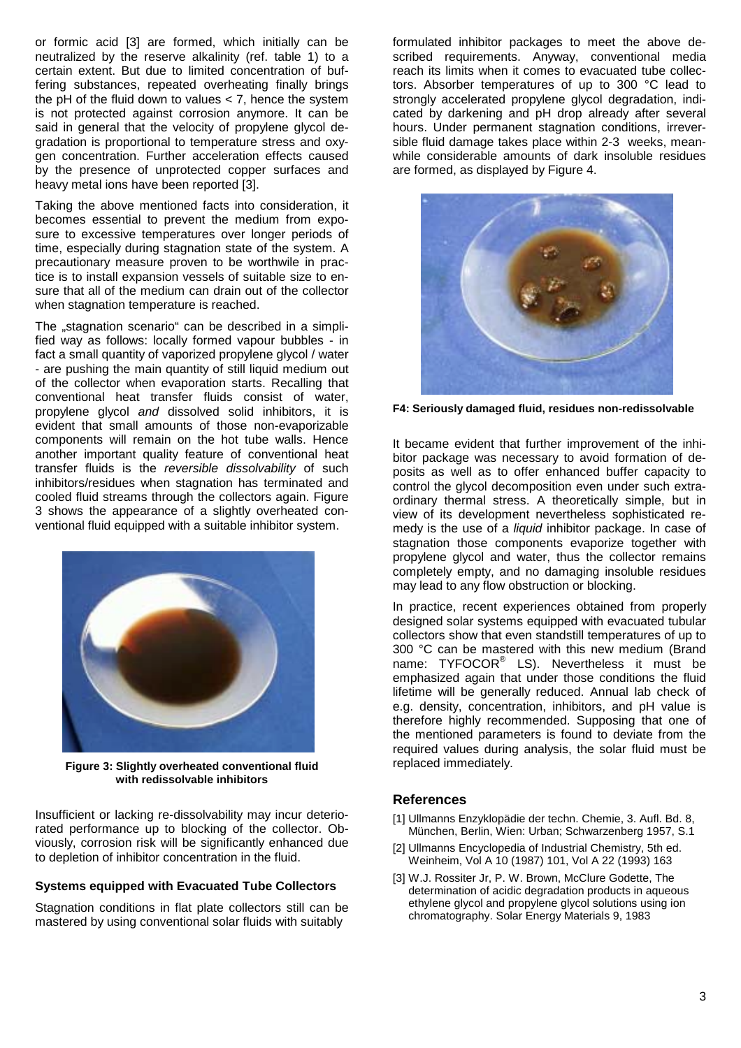or formic acid [3] are formed, which initially can be neutralized by the reserve alkalinity (ref. table 1) to a certain extent. But due to limited concentration of buffering substances, repeated overheating finally brings the pH of the fluid down to values < 7, hence the system is not protected against corrosion anymore. It can be said in general that the velocity of propylene glycol degradation is proportional to temperature stress and oxygen concentration. Further acceleration effects caused by the presence of unprotected copper surfaces and heavy metal ions have been reported [3].

Taking the above mentioned facts into consideration, it becomes essential to prevent the medium from exposure to excessive temperatures over longer periods of time, especially during stagnation state of the system. A precautionary measure proven to be worthwhile in practice is to install expansion vessels of suitable size to ensure that all of the medium can drain out of the collector when stagnation temperature is reached.

The „stagnation scenario" can be described in a simplified way as follows: locally formed vapour bubbles - in fact a small quantity of vaporized propylene glycol / water - are pushing the main quantity of still liquid medium out of the collector when evaporation starts. Recalling that conventional heat transfer fluids consist of water, propylene glycol *and* dissolved solid inhibitors, it is evident that small amounts of those non-evaporizable components will remain on the hot tube walls. Hence another important quality feature of conventional heat transfer fluids is the *reversible dissolvability* of such inhibitors/residues when stagnation has terminated and cooled fluid streams through the collectors again. Figure 3 shows the appearance of a slightly overheated conventional fluid equipped with a suitable inhibitor system.

**Figure 3: Slightly overheated conventional fluid with redissolvable inhibitors**

Insufficient or lacking re-dissolvability may incur deteriorated performance up to blocking of the collector. Obviously, corrosion risk will be significantly enhanced due to depletion of inhibitor concentration in the fluid.

### Systems equipped with Evacuated Tube Collectors

Stagnation conditions in flat plate collectors still can be mastered by using conventional solar fluids with suitably formulated inhibitor packages to meet the above described requirements. Anyway, conventional media reach its limits when it comes to evacuated tube collectors. Absorber temperatures of up to 300 °C lead to strongly accelerated propylene glycol degradation, indicated by darkening and pH drop already after several hours. Under permanent stagnation conditions, irreversible fluid damage takes place within 2-3 weeks, meanwhile considerable amounts of dark insoluble residues are formed, as displayed by Figure 4.

**F4: Seriously damaged fluid, residues non-redissolvable**

It became evident that further improvement of the inhibitor package was necessary to avoid formation of deposits as well as to offer enhanced buffer capacity to control the glycol decomposition even under such extraordinary thermal stress. A theoretically simple, but in view of its development nevertheless sophisticated remedy is the use of a *liquid* inhibitor package. In case of stagnation those components evaporize together with propylene glycol and water, thus the collector remains completely empty, and no damaging insoluble residues may lead to any flow obstruction or blocking.

In practice, recent experiences obtained from properly designed solar systems equipped with evacuated tubular collectors show that even standstill temperatures of up to 300 °C can be mastered with this new medium (Brand name: TYFOCOR® LS). Nevertheless it must be emphasized again that under those conditions the fluid lifetime will be generally reduced. Annual lab check of e.g. density, concentration, inhibitors, and pH value is therefore highly recommended. Supposing that one of the mentioned parameters is found to deviate from the required values during analysis, the solar fluid must be replaced immediately.

## References

[1] Ullmanns Enzyklopädie der techn. Chemie, 3. Aufl. Bd. 8, München, Berlin, Wien: Urban; Schwarzenberg 1957, S.1

[2] Ullmanns Encyclopedia of Industrial Chemistry, 5th ed. Weinheim, Vol A 10 (1987) 101, Vol A 22 (1993) 163

[3] W.J. Rossiter Jr, P. W. Brown, McClure Godette, The determination of acidic degradation products in aqueous ethylene glycol and propylene glycol solutions using ion chromatography. Solar Energy Materials 9, 1983